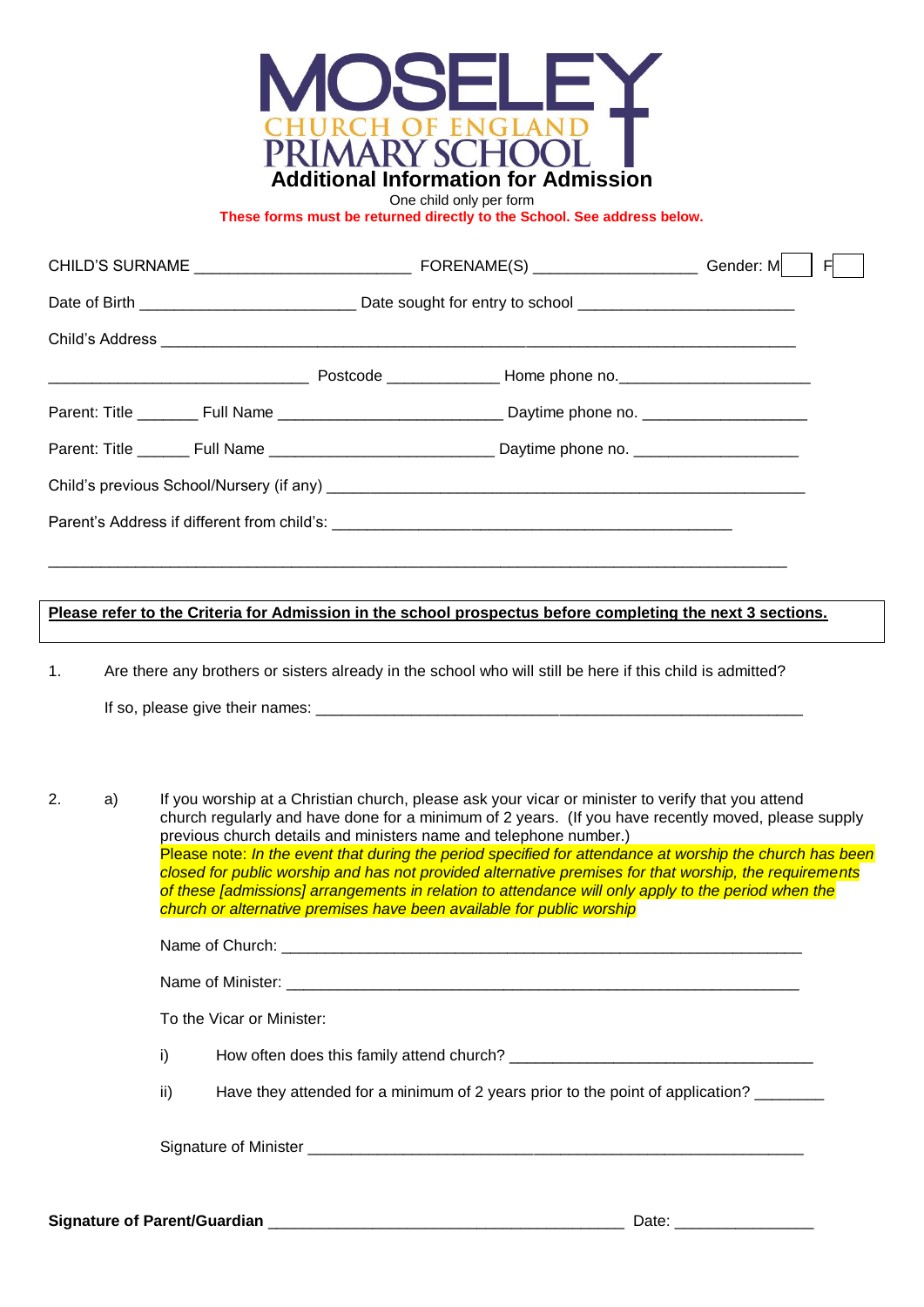# MOSELEY CHURCH OF ENGLAND PRIMARY SCHOOL

## Additional Information for Admission

One child only per form

**These forms must be returned directly to the School. See address below.**

CHILD'S SURNAME ________________________ FORENAME(S) __________________ Gender: M ☐ F ☐

Date of Birth ________________________ Date sought for entry to school ________________________

Child's Address ________________________________________________________________________

______________________________ Postcode _____________ Home phone no. _____________________

Parent: Title _______ Full Name _________________________ Daytime phone no. __________________

Parent: Title ______ Full Name _________________________ Daytime phone no. __________________

Child's previous School/Nursery (if any) ______________________________________________________

Parent's Address if different from child's: _____________________________________________

_________________________________________________________________________________

**Please refer to the Criteria for Admission in the school prospectus before completing the next 3 sections.**

1. Are there any brothers or sisters already in the school who will still be here if this child is admitted?

   If so, please give their names: _______________________________________________________

2. a) If you worship at a Christian church, please ask your vicar or minister to verify that you attend church regularly and have done for a minimum of 2 years. (If you have recently moved, please supply previous church details and ministers name and telephone number.)
   Please note: *In the event that during the period specified for attendance at worship the church has been closed for public worship and has not provided alternative premises for that worship, the requirements of these [admissions] arrangements in relation to attendance will only apply to the period when the church or alternative premises have been available for public worship*

   Name of Church: _________________________________________________________

   Name of Minister: ________________________________________________________

   To the Vicar or Minister:

   i) How often does this family attend church? __________________________________

   ii) Have they attended for a minimum of 2 years prior to the point of application? ________

   Signature of Minister ______________________________________________________

**Signature of Parent/Guardian** ________________________________________ Date: ________________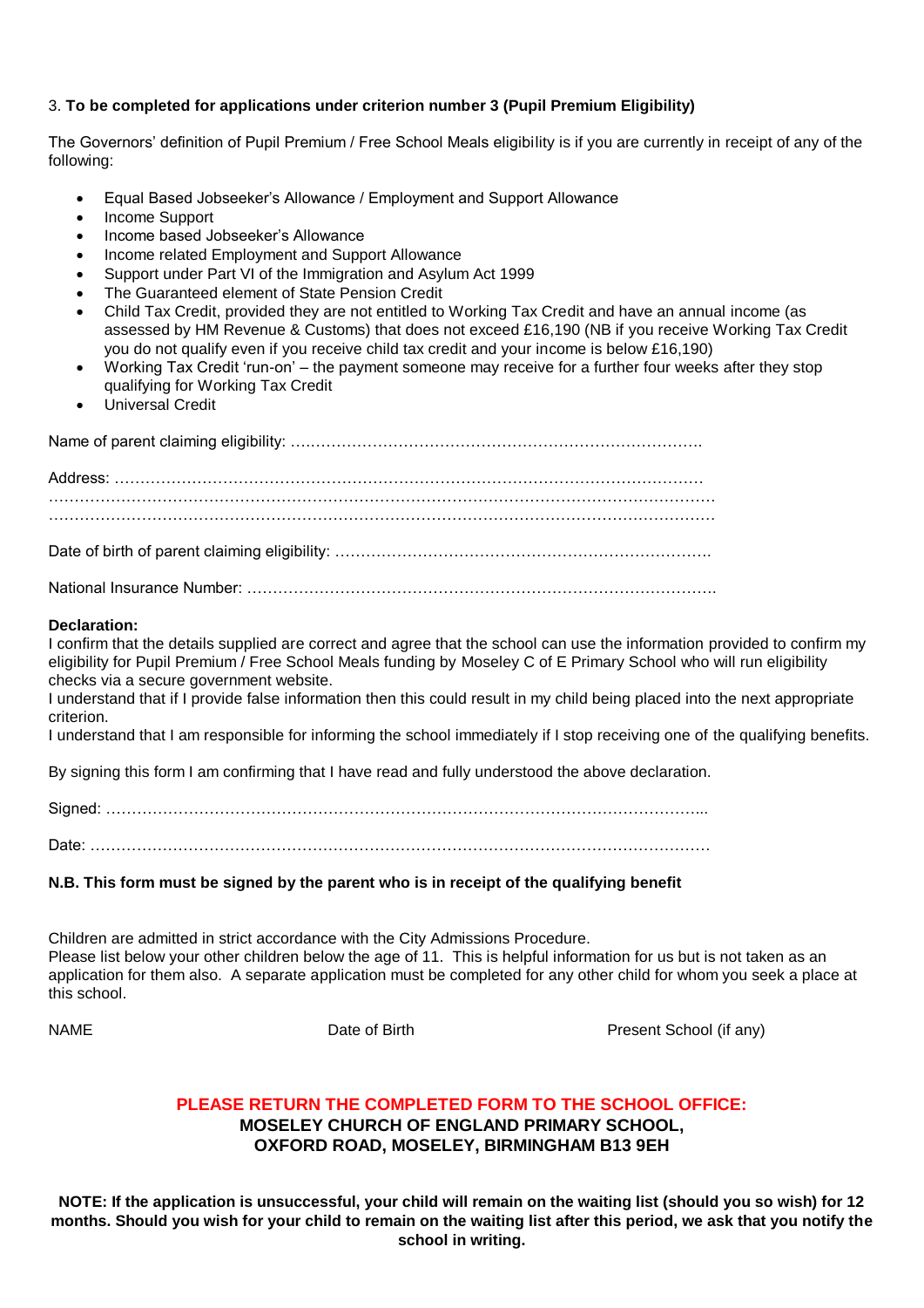3. **To be completed for applications under criterion number 3 (Pupil Premium Eligibility)**

The Governors' definition of Pupil Premium / Free School Meals eligibility is if you are currently in receipt of any of the following:

- Equal Based Jobseeker's Allowance / Employment and Support Allowance
- Income Support
- Income based Jobseeker's Allowance
- Income related Employment and Support Allowance
- Support under Part VI of the Immigration and Asylum Act 1999
- The Guaranteed element of State Pension Credit
- Child Tax Credit, provided they are not entitled to Working Tax Credit and have an annual income (as assessed by HM Revenue & Customs) that does not exceed £16,190 (NB if you receive Working Tax Credit you do not qualify even if you receive child tax credit and your income is below £16,190)
- Working Tax Credit 'run-on' – the payment someone may receive for a further four weeks after they stop qualifying for Working Tax Credit
- Universal Credit

Name of parent claiming eligibility: ……………………………………………………………………….

Address: ……………………………………………………………………………………………………
……………………………………………………………………………………………………………………
……………………………………………………………………………………………………………………

Date of birth of parent claiming eligibility: ……………………………………………………………….

National Insurance Number: ……………………………………………………………………………….

**Declaration:**
I confirm that the details supplied are correct and agree that the school can use the information provided to confirm my eligibility for Pupil Premium / Free School Meals funding by Moseley C of E Primary School who will run eligibility checks via a secure government website.
I understand that if I provide false information then this could result in my child being placed into the next appropriate criterion.
I understand that I am responsible for informing the school immediately if I stop receiving one of the qualifying benefits.

By signing this form I am confirming that I have read and fully understood the above declaration.

Signed: ……………………………………………………………………………………………………...

Date: ……………………………………………………………………………………………………………

**N.B. This form must be signed by the parent who is in receipt of the qualifying benefit**

Children are admitted in strict accordance with the City Admissions Procedure.
Please list below your other children below the age of 11. This is helpful information for us but is not taken as an application for them also. A separate application must be completed for any other child for whom you seek a place at this school.

| NAME | Date of Birth | Present School (if any) |
|---|---|---|
| | | |

**PLEASE RETURN THE COMPLETED FORM TO THE SCHOOL OFFICE:**
**MOSELEY CHURCH OF ENGLAND PRIMARY SCHOOL,**
**OXFORD ROAD, MOSELEY, BIRMINGHAM B13 9EH**

**NOTE: If the application is unsuccessful, your child will remain on the waiting list (should you so wish) for 12 months. Should you wish for your child to remain on the waiting list after this period, we ask that you notify the school in writing.**